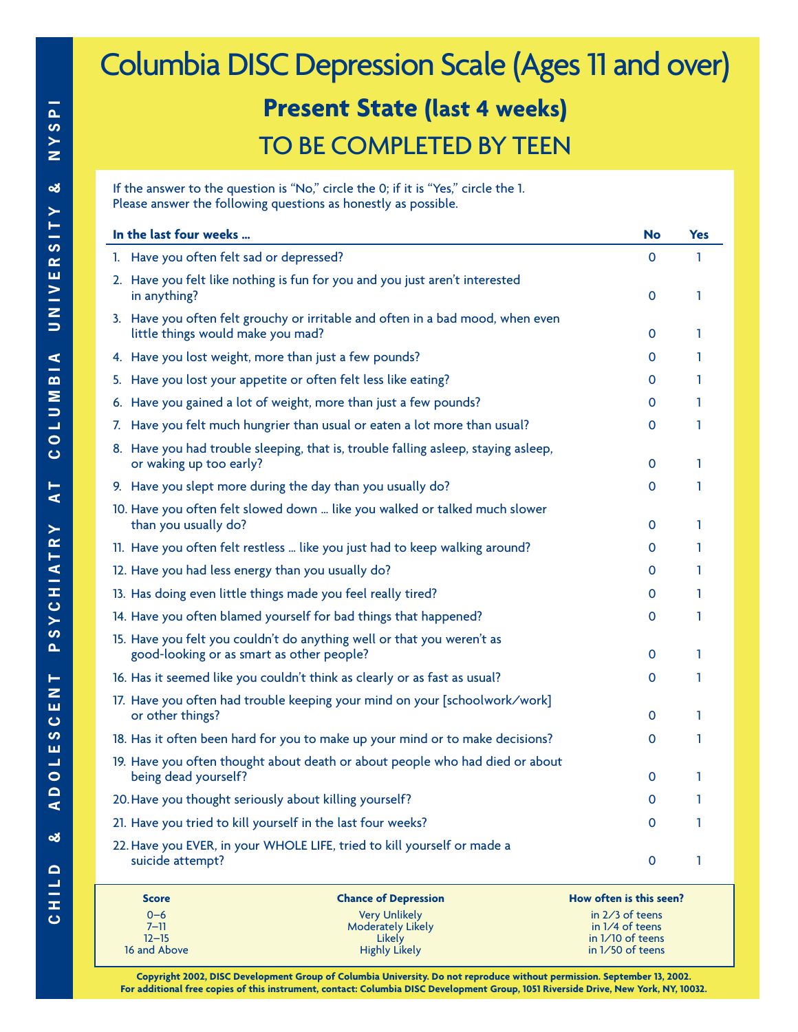CHILD & ADOLESCENT PSYCHIATRY AT COLUMBIA UNIVERSITY & NYSPI

# Columbia DISC Depression Scale (Ages 11 and over)

## Present State (last 4 weeks)

## TO BE COMPLETED BY TEEN

If the answer to the question is "No," circle the 0; if it is "Yes," circle the 1.
Please answer the following questions as honestly as possible.

| In the last four weeks ... | No | Yes |
|---|---|---|
| 1. Have you often felt sad or depressed? | 0 | 1 |
| 2. Have you felt like nothing is fun for you and you just aren't interested in anything? | 0 | 1 |
| 3. Have you often felt grouchy or irritable and often in a bad mood, when even little things would make you mad? | 0 | 1 |
| 4. Have you lost weight, more than just a few pounds? | 0 | 1 |
| 5. Have you lost your appetite or often felt less like eating? | 0 | 1 |
| 6. Have you gained a lot of weight, more than just a few pounds? | 0 | 1 |
| 7. Have you felt much hungrier than usual or eaten a lot more than usual? | 0 | 1 |
| 8. Have you had trouble sleeping, that is, trouble falling asleep, staying asleep, or waking up too early? | 0 | 1 |
| 9. Have you slept more during the day than you usually do? | 0 | 1 |
| 10. Have you often felt slowed down ... like you walked or talked much slower than you usually do? | 0 | 1 |
| 11. Have you often felt restless ... like you just had to keep walking around? | 0 | 1 |
| 12. Have you had less energy than you usually do? | 0 | 1 |
| 13. Has doing even little things made you feel really tired? | 0 | 1 |
| 14. Have you often blamed yourself for bad things that happened? | 0 | 1 |
| 15. Have you felt you couldn't do anything well or that you weren't as good-looking or as smart as other people? | 0 | 1 |
| 16. Has it seemed like you couldn't think as clearly or as fast as usual? | 0 | 1 |
| 17. Have you often had trouble keeping your mind on your [schoolwork/work] or other things? | 0 | 1 |
| 18. Has it often been hard for you to make up your mind or to make decisions? | 0 | 1 |
| 19. Have you often thought about death or about people who had died or about being dead yourself? | 0 | 1 |
| 20. Have you thought seriously about killing yourself? | 0 | 1 |
| 21. Have you tried to kill yourself in the last four weeks? | 0 | 1 |
| 22. Have you EVER, in your WHOLE LIFE, tried to kill yourself or made a suicide attempt? | 0 | 1 |

| Score | Chance of Depression | How often is this seen? |
|---|---|---|
| 0–6 | Very Unlikely | in 2/3 of teens |
| 7–11 | Moderately Likely | in 1/4 of teens |
| 12–15 | Likely | in 1/10 of teens |
| 16 and Above | Highly Likely | in 1/50 of teens |

**Copyright 2002, DISC Development Group of Columbia University. Do not reproduce without permission. September 13, 2002.**
**For additional free copies of this instrument, contact: Columbia DISC Development Group, 1051 Riverside Drive, New York, NY, 10032.**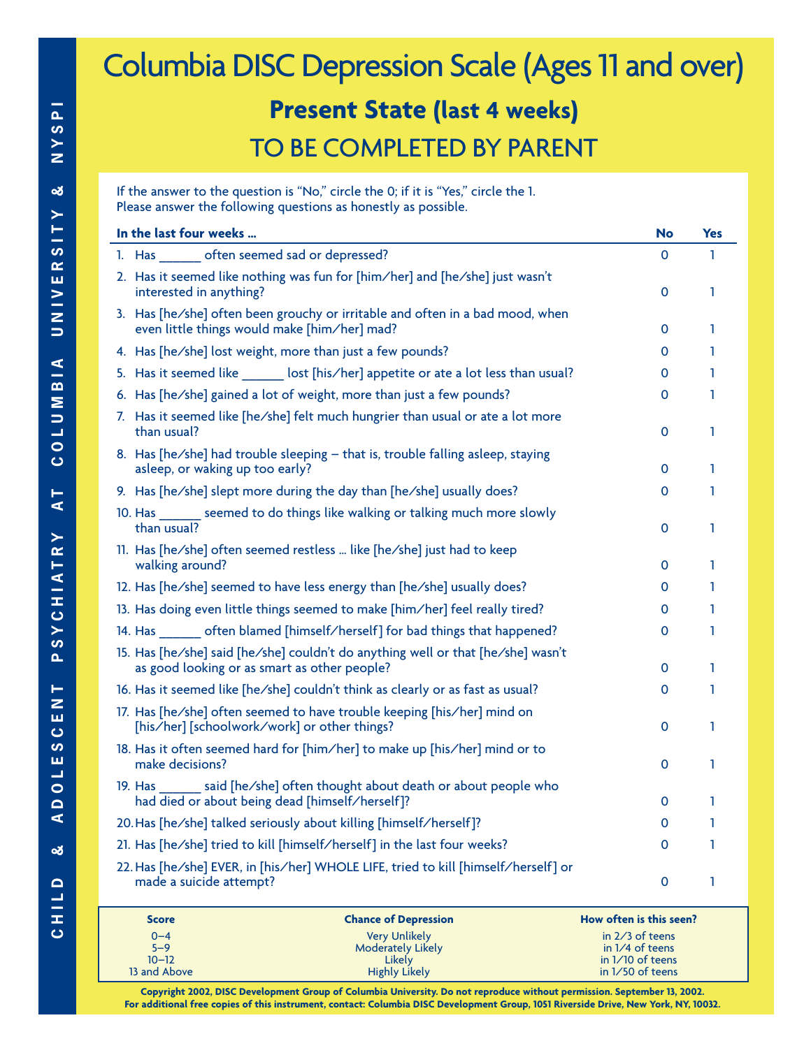# Columbia DISC Depression Scale (Ages 11 and over)

## Present State (last 4 weeks)

## TO BE COMPLETED BY PARENT

If the answer to the question is "No," circle the 0; if it is "Yes," circle the 1.
Please answer the following questions as honestly as possible.

| In the last four weeks ... | No | Yes |
|---|---|---|
| 1. Has ______ often seemed sad or depressed? | 0 | 1 |
| 2. Has it seemed like nothing was fun for [him/her] and [he/she] just wasn't interested in anything? | 0 | 1 |
| 3. Has [he/she] often been grouchy or irritable and often in a bad mood, when even little things would make [him/her] mad? | 0 | 1 |
| 4. Has [he/she] lost weight, more than just a few pounds? | 0 | 1 |
| 5. Has it seemed like ______ lost [his/her] appetite or ate a lot less than usual? | 0 | 1 |
| 6. Has [he/she] gained a lot of weight, more than just a few pounds? | 0 | 1 |
| 7. Has it seemed like [he/she] felt much hungrier than usual or ate a lot more than usual? | 0 | 1 |
| 8. Has [he/she] had trouble sleeping – that is, trouble falling asleep, staying asleep, or waking up too early? | 0 | 1 |
| 9. Has [he/she] slept more during the day than [he/she] usually does? | 0 | 1 |
| 10. Has ______ seemed to do things like walking or talking much more slowly than usual? | 0 | 1 |
| 11. Has [he/she] often seemed restless ... like [he/she] just had to keep walking around? | 0 | 1 |
| 12. Has [he/she] seemed to have less energy than [he/she] usually does? | 0 | 1 |
| 13. Has doing even little things seemed to make [him/her] feel really tired? | 0 | 1 |
| 14. Has ______ often blamed [himself/herself] for bad things that happened? | 0 | 1 |
| 15. Has [he/she] said [he/she] couldn't do anything well or that [he/she] wasn't as good looking or as smart as other people? | 0 | 1 |
| 16. Has it seemed like [he/she] couldn't think as clearly or as fast as usual? | 0 | 1 |
| 17. Has [he/she] often seemed to have trouble keeping [his/her] mind on [his/her] [schoolwork/work] or other things? | 0 | 1 |
| 18. Has it often seemed hard for [him/her] to make up [his/her] mind or to make decisions? | 0 | 1 |
| 19. Has ______ said [he/she] often thought about death or about people who had died or about being dead [himself/herself]? | 0 | 1 |
| 20. Has [he/she] talked seriously about killing [himself/herself]? | 0 | 1 |
| 21. Has [he/she] tried to kill [himself/herself] in the last four weeks? | 0 | 1 |
| 22. Has [he/she] EVER, in [his/her] WHOLE LIFE, tried to kill [himself/herself] or made a suicide attempt? | 0 | 1 |

| Score | Chance of Depression | How often is this seen? |
|---|---|---|
| 0–4 | Very Unlikely | in 2/3 of teens |
| 5–9 | Moderately Likely | in 1/4 of teens |
| 10–12 | Likely | in 1/10 of teens |
| 13 and Above | Highly Likely | in 1/50 of teens |

**Copyright 2002, DISC Development Group of Columbia University. Do not reproduce without permission. September 13, 2002.**
**For additional free copies of this instrument, contact: Columbia DISC Development Group, 1051 Riverside Drive, New York, NY, 10032.**

CHILD & ADOLESCENT PSYCHIATRY AT COLUMBIA UNIVERSITY & NYSPI